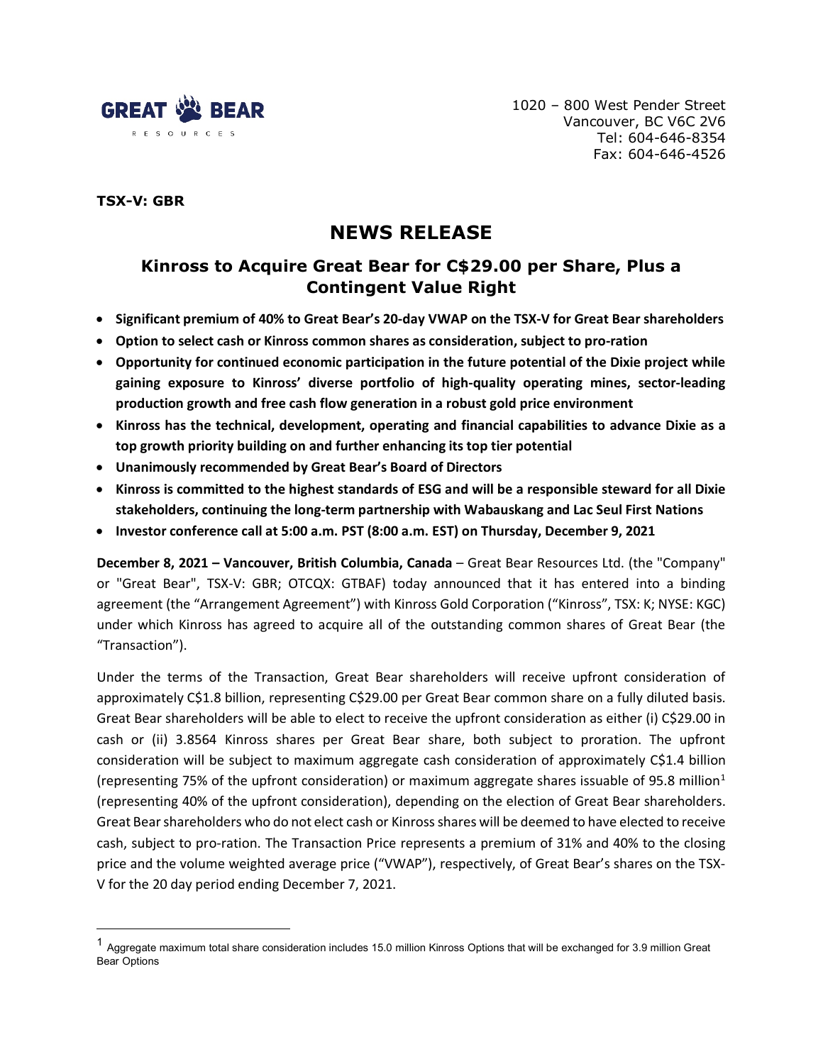GREAT BEAR RESOURCES

1020 – 800 West Pender Street
Vancouver, BC V6C 2V6
Tel: 604-646-8354
Fax: 604-646-4526

**TSX-V: GBR**

# NEWS RELEASE

## Kinross to Acquire Great Bear for C$29.00 per Share, Plus a Contingent Value Right

- **Significant premium of 40% to Great Bear's 20-day VWAP on the TSX-V for Great Bear shareholders**
- **Option to select cash or Kinross common shares as consideration, subject to pro-ration**
- **Opportunity for continued economic participation in the future potential of the Dixie project while gaining exposure to Kinross' diverse portfolio of high-quality operating mines, sector-leading production growth and free cash flow generation in a robust gold price environment**
- **Kinross has the technical, development, operating and financial capabilities to advance Dixie as a top growth priority building on and further enhancing its top tier potential**
- **Unanimously recommended by Great Bear's Board of Directors**
- **Kinross is committed to the highest standards of ESG and will be a responsible steward for all Dixie stakeholders, continuing the long-term partnership with Wabauskang and Lac Seul First Nations**
- **Investor conference call at 5:00 a.m. PST (8:00 a.m. EST) on Thursday, December 9, 2021**

**December 8, 2021 – Vancouver, British Columbia, Canada** – Great Bear Resources Ltd. (the "Company" or "Great Bear", TSX-V: GBR; OTCQX: GTBAF) today announced that it has entered into a binding agreement (the "Arrangement Agreement") with Kinross Gold Corporation ("Kinross", TSX: K; NYSE: KGC) under which Kinross has agreed to acquire all of the outstanding common shares of Great Bear (the "Transaction").

Under the terms of the Transaction, Great Bear shareholders will receive upfront consideration of approximately C$1.8 billion, representing C$29.00 per Great Bear common share on a fully diluted basis. Great Bear shareholders will be able to elect to receive the upfront consideration as either (i) C$29.00 in cash or (ii) 3.8564 Kinross shares per Great Bear share, both subject to proration. The upfront consideration will be subject to maximum aggregate cash consideration of approximately C$1.4 billion (representing 75% of the upfront consideration) or maximum aggregate shares issuable of 95.8 million[1] (representing 40% of the upfront consideration), depending on the election of Great Bear shareholders. Great Bear shareholders who do not elect cash or Kinross shares will be deemed to have elected to receive cash, subject to pro-ration. The Transaction Price represents a premium of 31% and 40% to the closing price and the volume weighted average price ("VWAP"), respectively, of Great Bear's shares on the TSX-V for the 20 day period ending December 7, 2021.

---

[1] Aggregate maximum total share consideration includes 15.0 million Kinross Options that will be exchanged for 3.9 million Great Bear Options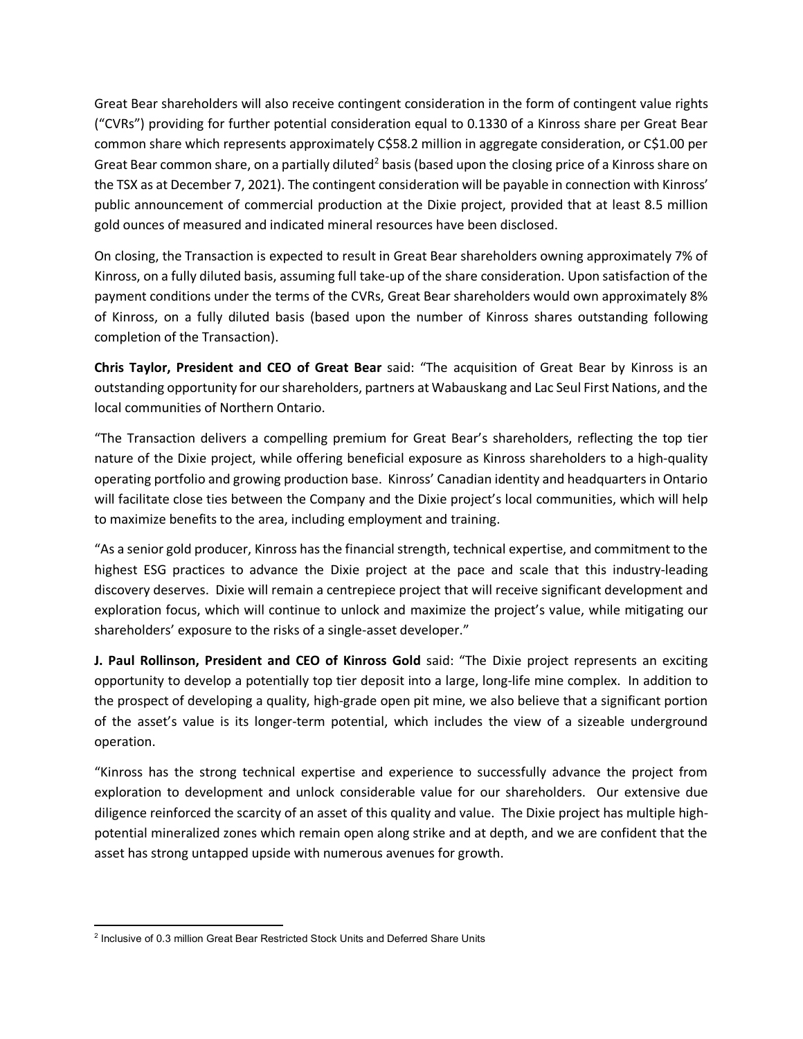Great Bear shareholders will also receive contingent consideration in the form of contingent value rights ("CVRs") providing for further potential consideration equal to 0.1330 of a Kinross share per Great Bear common share which represents approximately C$58.2 million in aggregate consideration, or C$1.00 per Great Bear common share, on a partially diluted[2] basis (based upon the closing price of a Kinross share on the TSX as at December 7, 2021). The contingent consideration will be payable in connection with Kinross' public announcement of commercial production at the Dixie project, provided that at least 8.5 million gold ounces of measured and indicated mineral resources have been disclosed.

On closing, the Transaction is expected to result in Great Bear shareholders owning approximately 7% of Kinross, on a fully diluted basis, assuming full take-up of the share consideration. Upon satisfaction of the payment conditions under the terms of the CVRs, Great Bear shareholders would own approximately 8% of Kinross, on a fully diluted basis (based upon the number of Kinross shares outstanding following completion of the Transaction).

**Chris Taylor, President and CEO of Great Bear** said: "The acquisition of Great Bear by Kinross is an outstanding opportunity for our shareholders, partners at Wabauskang and Lac Seul First Nations, and the local communities of Northern Ontario.

"The Transaction delivers a compelling premium for Great Bear's shareholders, reflecting the top tier nature of the Dixie project, while offering beneficial exposure as Kinross shareholders to a high-quality operating portfolio and growing production base. Kinross' Canadian identity and headquarters in Ontario will facilitate close ties between the Company and the Dixie project's local communities, which will help to maximize benefits to the area, including employment and training.

"As a senior gold producer, Kinross has the financial strength, technical expertise, and commitment to the highest ESG practices to advance the Dixie project at the pace and scale that this industry-leading discovery deserves. Dixie will remain a centrepiece project that will receive significant development and exploration focus, which will continue to unlock and maximize the project's value, while mitigating our shareholders' exposure to the risks of a single-asset developer."

**J. Paul Rollinson, President and CEO of Kinross Gold** said: "The Dixie project represents an exciting opportunity to develop a potentially top tier deposit into a large, long-life mine complex. In addition to the prospect of developing a quality, high-grade open pit mine, we also believe that a significant portion of the asset's value is its longer-term potential, which includes the view of a sizeable underground operation.

"Kinross has the strong technical expertise and experience to successfully advance the project from exploration to development and unlock considerable value for our shareholders. Our extensive due diligence reinforced the scarcity of an asset of this quality and value. The Dixie project has multiple high-potential mineralized zones which remain open along strike and at depth, and we are confident that the asset has strong untapped upside with numerous avenues for growth.

---

[2] Inclusive of 0.3 million Great Bear Restricted Stock Units and Deferred Share Units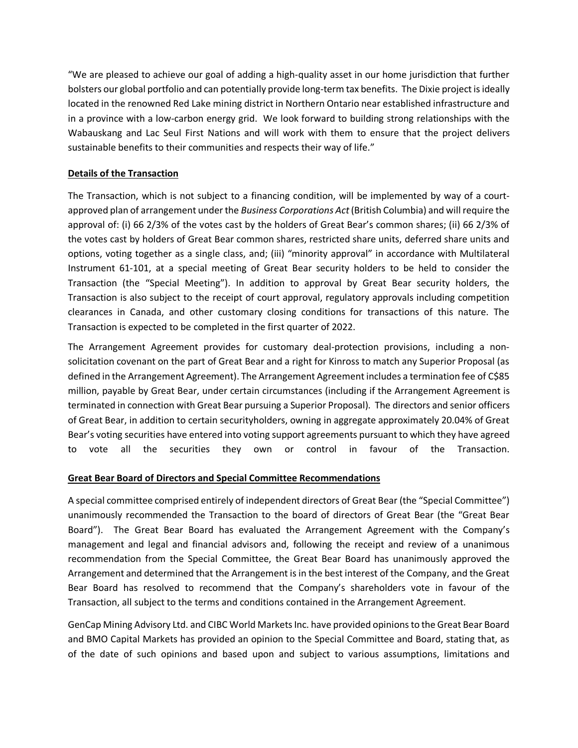"We are pleased to achieve our goal of adding a high-quality asset in our home jurisdiction that further bolsters our global portfolio and can potentially provide long-term tax benefits. The Dixie project is ideally located in the renowned Red Lake mining district in Northern Ontario near established infrastructure and in a province with a low-carbon energy grid. We look forward to building strong relationships with the Wabauskang and Lac Seul First Nations and will work with them to ensure that the project delivers sustainable benefits to their communities and respects their way of life."

**Details of the Transaction**

The Transaction, which is not subject to a financing condition, will be implemented by way of a court-approved plan of arrangement under the *Business Corporations Act* (British Columbia) and will require the approval of: (i) 66 2/3% of the votes cast by the holders of Great Bear's common shares; (ii) 66 2/3% of the votes cast by holders of Great Bear common shares, restricted share units, deferred share units and options, voting together as a single class, and; (iii) "minority approval" in accordance with Multilateral Instrument 61-101, at a special meeting of Great Bear security holders to be held to consider the Transaction (the "Special Meeting"). In addition to approval by Great Bear security holders, the Transaction is also subject to the receipt of court approval, regulatory approvals including competition clearances in Canada, and other customary closing conditions for transactions of this nature. The Transaction is expected to be completed in the first quarter of 2022.

The Arrangement Agreement provides for customary deal-protection provisions, including a non-solicitation covenant on the part of Great Bear and a right for Kinross to match any Superior Proposal (as defined in the Arrangement Agreement). The Arrangement Agreement includes a termination fee of C$85 million, payable by Great Bear, under certain circumstances (including if the Arrangement Agreement is terminated in connection with Great Bear pursuing a Superior Proposal). The directors and senior officers of Great Bear, in addition to certain securityholders, owning in aggregate approximately 20.04% of Great Bear's voting securities have entered into voting support agreements pursuant to which they have agreed to vote all the securities they own or control in favour of the Transaction.

**Great Bear Board of Directors and Special Committee Recommendations**

A special committee comprised entirely of independent directors of Great Bear (the "Special Committee") unanimously recommended the Transaction to the board of directors of Great Bear (the "Great Bear Board"). The Great Bear Board has evaluated the Arrangement Agreement with the Company's management and legal and financial advisors and, following the receipt and review of a unanimous recommendation from the Special Committee, the Great Bear Board has unanimously approved the Arrangement and determined that the Arrangement is in the best interest of the Company, and the Great Bear Board has resolved to recommend that the Company's shareholders vote in favour of the Transaction, all subject to the terms and conditions contained in the Arrangement Agreement.

GenCap Mining Advisory Ltd. and CIBC World Markets Inc. have provided opinions to the Great Bear Board and BMO Capital Markets has provided an opinion to the Special Committee and Board, stating that, as of the date of such opinions and based upon and subject to various assumptions, limitations and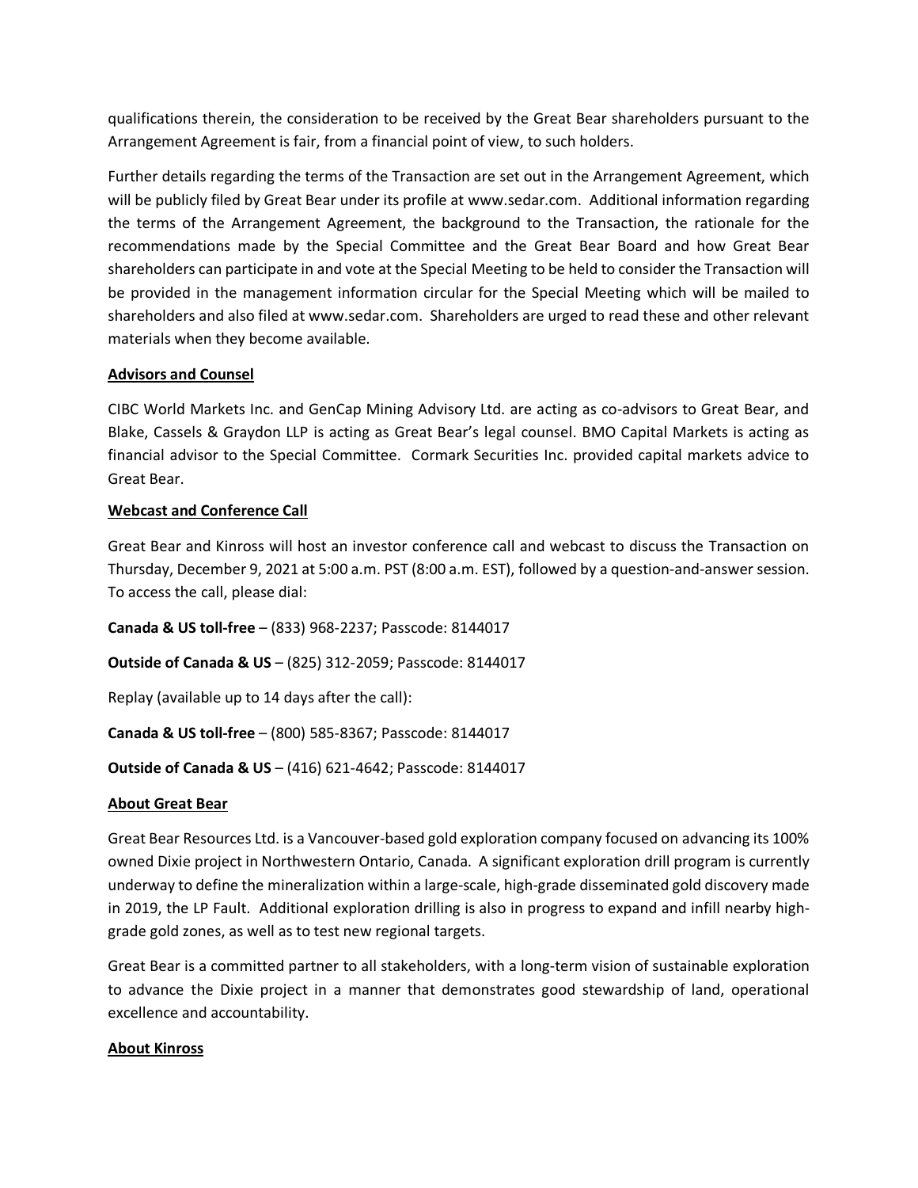qualifications therein, the consideration to be received by the Great Bear shareholders pursuant to the Arrangement Agreement is fair, from a financial point of view, to such holders.

Further details regarding the terms of the Transaction are set out in the Arrangement Agreement, which will be publicly filed by Great Bear under its profile at www.sedar.com. Additional information regarding the terms of the Arrangement Agreement, the background to the Transaction, the rationale for the recommendations made by the Special Committee and the Great Bear Board and how Great Bear shareholders can participate in and vote at the Special Meeting to be held to consider the Transaction will be provided in the management information circular for the Special Meeting which will be mailed to shareholders and also filed at www.sedar.com. Shareholders are urged to read these and other relevant materials when they become available.

## Advisors and Counsel

CIBC World Markets Inc. and GenCap Mining Advisory Ltd. are acting as co-advisors to Great Bear, and Blake, Cassels & Graydon LLP is acting as Great Bear's legal counsel. BMO Capital Markets is acting as financial advisor to the Special Committee. Cormark Securities Inc. provided capital markets advice to Great Bear.

## Webcast and Conference Call

Great Bear and Kinross will host an investor conference call and webcast to discuss the Transaction on Thursday, December 9, 2021 at 5:00 a.m. PST (8:00 a.m. EST), followed by a question-and-answer session. To access the call, please dial:

**Canada & US toll-free** – (833) 968-2237; Passcode: 8144017

**Outside of Canada & US** – (825) 312-2059; Passcode: 8144017

Replay (available up to 14 days after the call):

**Canada & US toll-free** – (800) 585-8367; Passcode: 8144017

**Outside of Canada & US** – (416) 621-4642; Passcode: 8144017

## About Great Bear

Great Bear Resources Ltd. is a Vancouver-based gold exploration company focused on advancing its 100% owned Dixie project in Northwestern Ontario, Canada. A significant exploration drill program is currently underway to define the mineralization within a large-scale, high-grade disseminated gold discovery made in 2019, the LP Fault. Additional exploration drilling is also in progress to expand and infill nearby high-grade gold zones, as well as to test new regional targets.

Great Bear is a committed partner to all stakeholders, with a long-term vision of sustainable exploration to advance the Dixie project in a manner that demonstrates good stewardship of land, operational excellence and accountability.

## About Kinross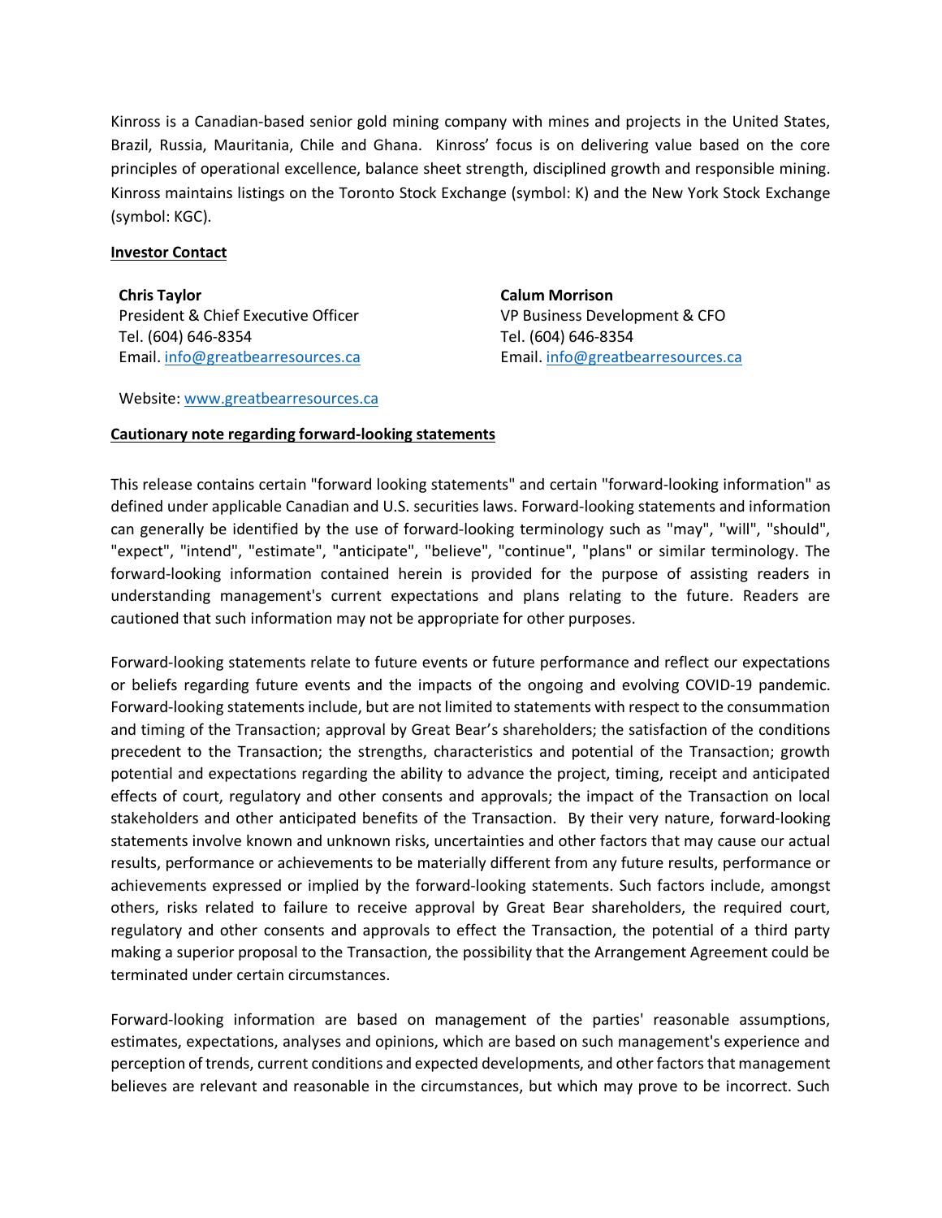Kinross is a Canadian-based senior gold mining company with mines and projects in the United States, Brazil, Russia, Mauritania, Chile and Ghana. Kinross' focus is on delivering value based on the core principles of operational excellence, balance sheet strength, disciplined growth and responsible mining. Kinross maintains listings on the Toronto Stock Exchange (symbol: K) and the New York Stock Exchange (symbol: KGC).

**Investor Contact**

**Chris Taylor**
President & Chief Executive Officer
Tel. (604) 646-8354
Email. info@greatbearresources.ca

**Calum Morrison**
VP Business Development & CFO
Tel. (604) 646-8354
Email. info@greatbearresources.ca

Website: www.greatbearresources.ca

**Cautionary note regarding forward-looking statements**

This release contains certain "forward looking statements" and certain "forward-looking information" as defined under applicable Canadian and U.S. securities laws. Forward-looking statements and information can generally be identified by the use of forward-looking terminology such as "may", "will", "should", "expect", "intend", "estimate", "anticipate", "believe", "continue", "plans" or similar terminology. The forward-looking information contained herein is provided for the purpose of assisting readers in understanding management's current expectations and plans relating to the future. Readers are cautioned that such information may not be appropriate for other purposes.

Forward-looking statements relate to future events or future performance and reflect our expectations or beliefs regarding future events and the impacts of the ongoing and evolving COVID-19 pandemic. Forward-looking statements include, but are not limited to statements with respect to the consummation and timing of the Transaction; approval by Great Bear's shareholders; the satisfaction of the conditions precedent to the Transaction; the strengths, characteristics and potential of the Transaction; growth potential and expectations regarding the ability to advance the project, timing, receipt and anticipated effects of court, regulatory and other consents and approvals; the impact of the Transaction on local stakeholders and other anticipated benefits of the Transaction. By their very nature, forward-looking statements involve known and unknown risks, uncertainties and other factors that may cause our actual results, performance or achievements to be materially different from any future results, performance or achievements expressed or implied by the forward-looking statements. Such factors include, amongst others, risks related to failure to receive approval by Great Bear shareholders, the required court, regulatory and other consents and approvals to effect the Transaction, the potential of a third party making a superior proposal to the Transaction, the possibility that the Arrangement Agreement could be terminated under certain circumstances.

Forward-looking information are based on management of the parties' reasonable assumptions, estimates, expectations, analyses and opinions, which are based on such management's experience and perception of trends, current conditions and expected developments, and other factors that management believes are relevant and reasonable in the circumstances, but which may prove to be incorrect. Such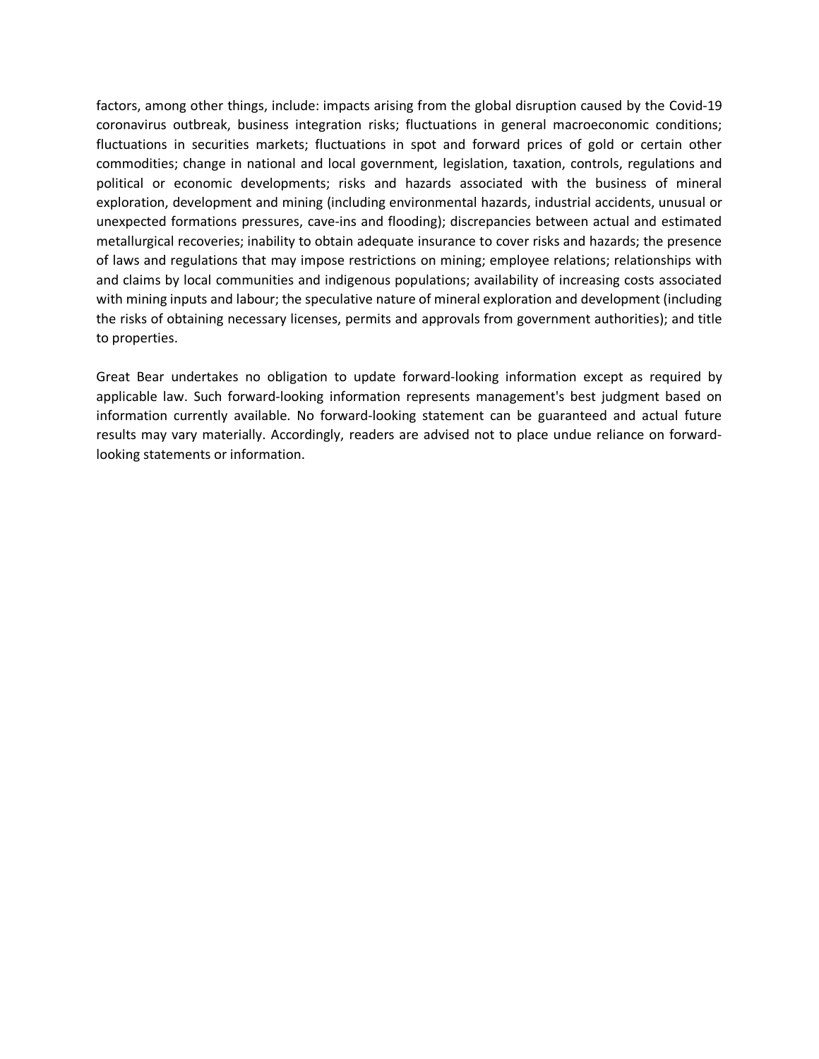factors, among other things, include: impacts arising from the global disruption caused by the Covid-19 coronavirus outbreak, business integration risks; fluctuations in general macroeconomic conditions; fluctuations in securities markets; fluctuations in spot and forward prices of gold or certain other commodities; change in national and local government, legislation, taxation, controls, regulations and political or economic developments; risks and hazards associated with the business of mineral exploration, development and mining (including environmental hazards, industrial accidents, unusual or unexpected formations pressures, cave-ins and flooding); discrepancies between actual and estimated metallurgical recoveries; inability to obtain adequate insurance to cover risks and hazards; the presence of laws and regulations that may impose restrictions on mining; employee relations; relationships with and claims by local communities and indigenous populations; availability of increasing costs associated with mining inputs and labour; the speculative nature of mineral exploration and development (including the risks of obtaining necessary licenses, permits and approvals from government authorities); and title to properties.

Great Bear undertakes no obligation to update forward-looking information except as required by applicable law. Such forward-looking information represents management's best judgment based on information currently available. No forward-looking statement can be guaranteed and actual future results may vary materially. Accordingly, readers are advised not to place undue reliance on forward-looking statements or information.